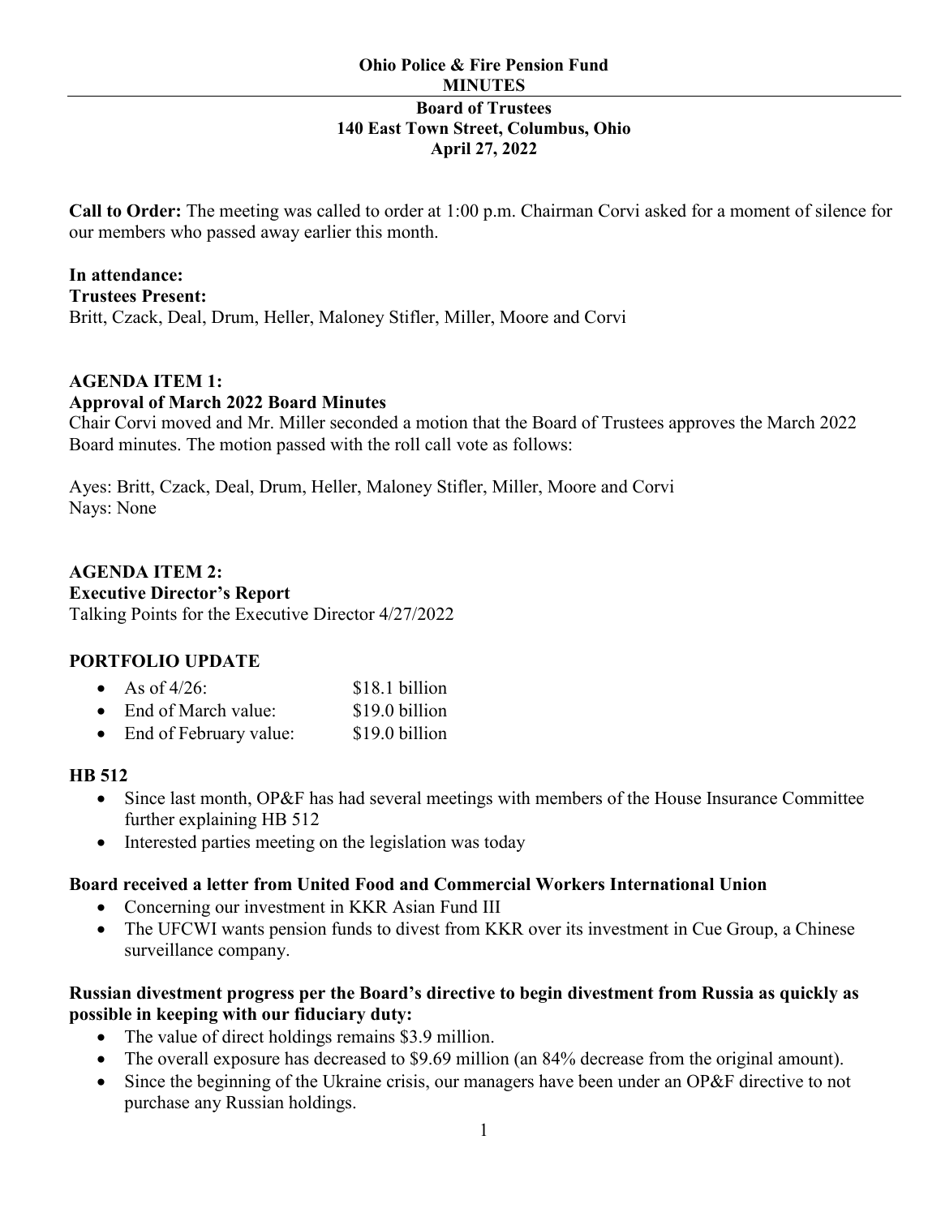**Ohio Police & Fire Pension Fund**
**MINUTES**

---

**Board of Trustees**
**140 East Town Street, Columbus, Ohio**
**April 27, 2022**

**Call to Order:** The meeting was called to order at 1:00 p.m. Chairman Corvi asked for a moment of silence for our members who passed away earlier this month.

**In attendance:**
**Trustees Present:**
Britt, Czack, Deal, Drum, Heller, Maloney Stifler, Miller, Moore and Corvi

**AGENDA ITEM 1:**
**Approval of March 2022 Board Minutes**
Chair Corvi moved and Mr. Miller seconded a motion that the Board of Trustees approves the March 2022 Board minutes. The motion passed with the roll call vote as follows:

Ayes: Britt, Czack, Deal, Drum, Heller, Maloney Stifler, Miller, Moore and Corvi
Nays: None

**AGENDA ITEM 2:**
**Executive Director's Report**
Talking Points for the Executive Director 4/27/2022

**PORTFOLIO UPDATE**

- As of 4/26: $18.1 billion
- End of March value: $19.0 billion
- End of February value: $19.0 billion

**HB 512**

- Since last month, OP&F has had several meetings with members of the House Insurance Committee further explaining HB 512
- Interested parties meeting on the legislation was today

**Board received a letter from United Food and Commercial Workers International Union**

- Concerning our investment in KKR Asian Fund III
- The UFCWI wants pension funds to divest from KKR over its investment in Cue Group, a Chinese surveillance company.

**Russian divestment progress per the Board's directive to begin divestment from Russia as quickly as possible in keeping with our fiduciary duty:**

- The value of direct holdings remains $3.9 million.
- The overall exposure has decreased to $9.69 million (an 84% decrease from the original amount).
- Since the beginning of the Ukraine crisis, our managers have been under an OP&F directive to not purchase any Russian holdings.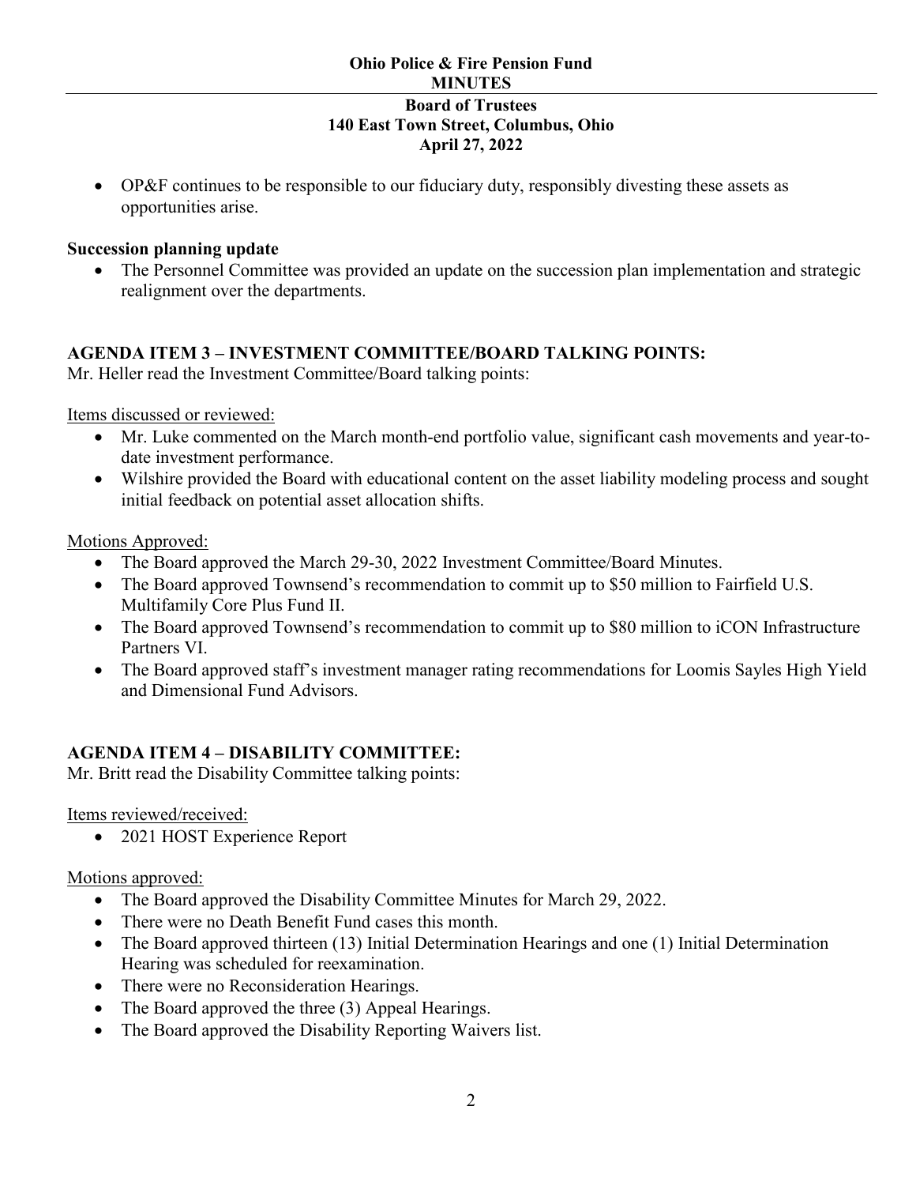- OP&F continues to be responsible to our fiduciary duty, responsibly divesting these assets as opportunities arise.

**Succession planning update**

- The Personnel Committee was provided an update on the succession plan implementation and strategic realignment over the departments.

## AGENDA ITEM 3 – INVESTMENT COMMITTEE/BOARD TALKING POINTS:

Mr. Heller read the Investment Committee/Board talking points:

Items discussed or reviewed:

- Mr. Luke commented on the March month-end portfolio value, significant cash movements and year-to-date investment performance.
- Wilshire provided the Board with educational content on the asset liability modeling process and sought initial feedback on potential asset allocation shifts.

Motions Approved:

- The Board approved the March 29-30, 2022 Investment Committee/Board Minutes.
- The Board approved Townsend's recommendation to commit up to $50 million to Fairfield U.S. Multifamily Core Plus Fund II.
- The Board approved Townsend's recommendation to commit up to $80 million to iCON Infrastructure Partners VI.
- The Board approved staff's investment manager rating recommendations for Loomis Sayles High Yield and Dimensional Fund Advisors.

## AGENDA ITEM 4 – DISABILITY COMMITTEE:

Mr. Britt read the Disability Committee talking points:

Items reviewed/received:

- 2021 HOST Experience Report

Motions approved:

- The Board approved the Disability Committee Minutes for March 29, 2022.
- There were no Death Benefit Fund cases this month.
- The Board approved thirteen (13) Initial Determination Hearings and one (1) Initial Determination Hearing was scheduled for reexamination.
- There were no Reconsideration Hearings.
- The Board approved the three (3) Appeal Hearings.
- The Board approved the Disability Reporting Waivers list.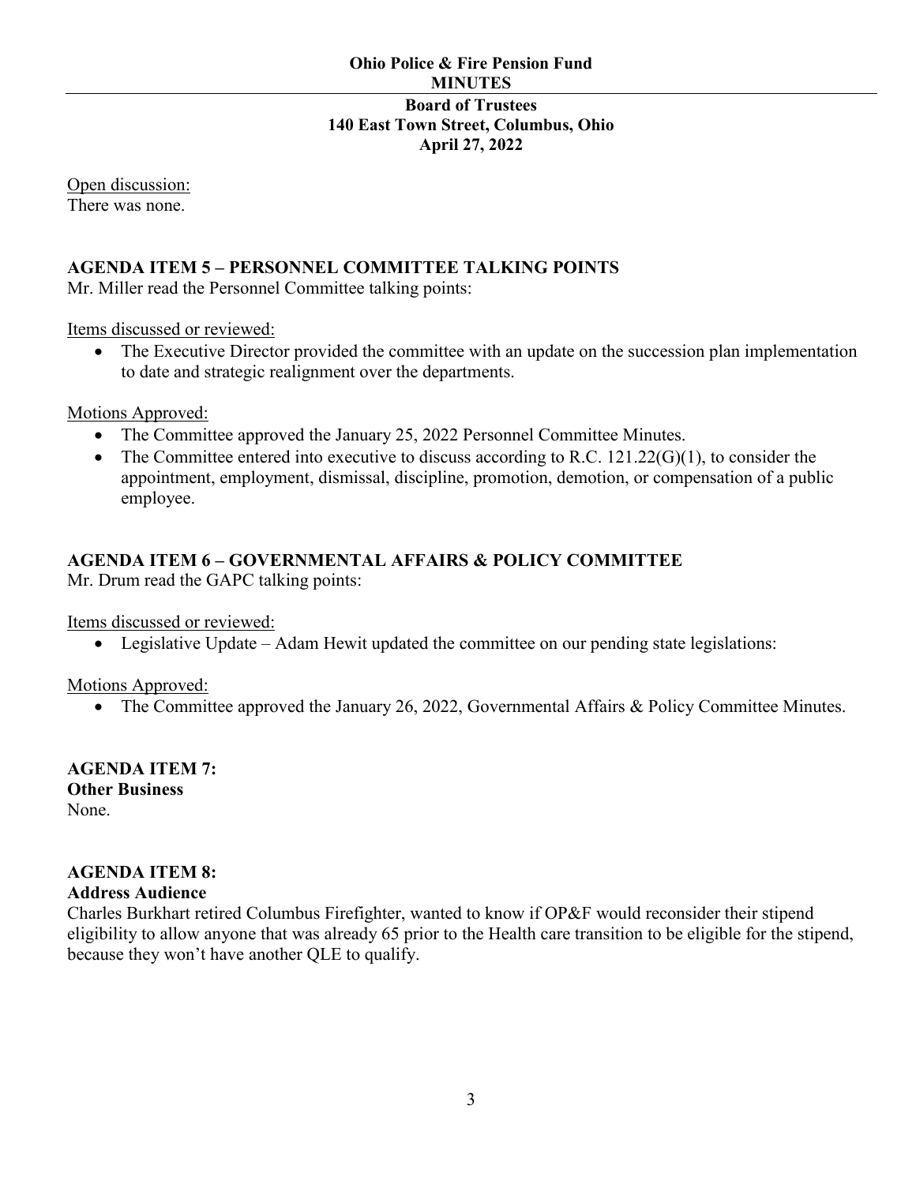Open discussion:
There was none.

**AGENDA ITEM 5 – PERSONNEL COMMITTEE TALKING POINTS**

Mr. Miller read the Personnel Committee talking points:

Items discussed or reviewed:

- The Executive Director provided the committee with an update on the succession plan implementation to date and strategic realignment over the departments.

Motions Approved:

- The Committee approved the January 25, 2022 Personnel Committee Minutes.
- The Committee entered into executive to discuss according to R.C. 121.22(G)(1), to consider the appointment, employment, dismissal, discipline, promotion, demotion, or compensation of a public employee.

**AGENDA ITEM 6 – GOVERNMENTAL AFFAIRS & POLICY COMMITTEE**

Mr. Drum read the GAPC talking points:

Items discussed or reviewed:

- Legislative Update – Adam Hewit updated the committee on our pending state legislations:

Motions Approved:

- The Committee approved the January 26, 2022, Governmental Affairs & Policy Committee Minutes.

**AGENDA ITEM 7:**
**Other Business**

None.

**AGENDA ITEM 8:**
**Address Audience**

Charles Burkhart retired Columbus Firefighter, wanted to know if OP&F would reconsider their stipend eligibility to allow anyone that was already 65 prior to the Health care transition to be eligible for the stipend, because they won't have another QLE to qualify.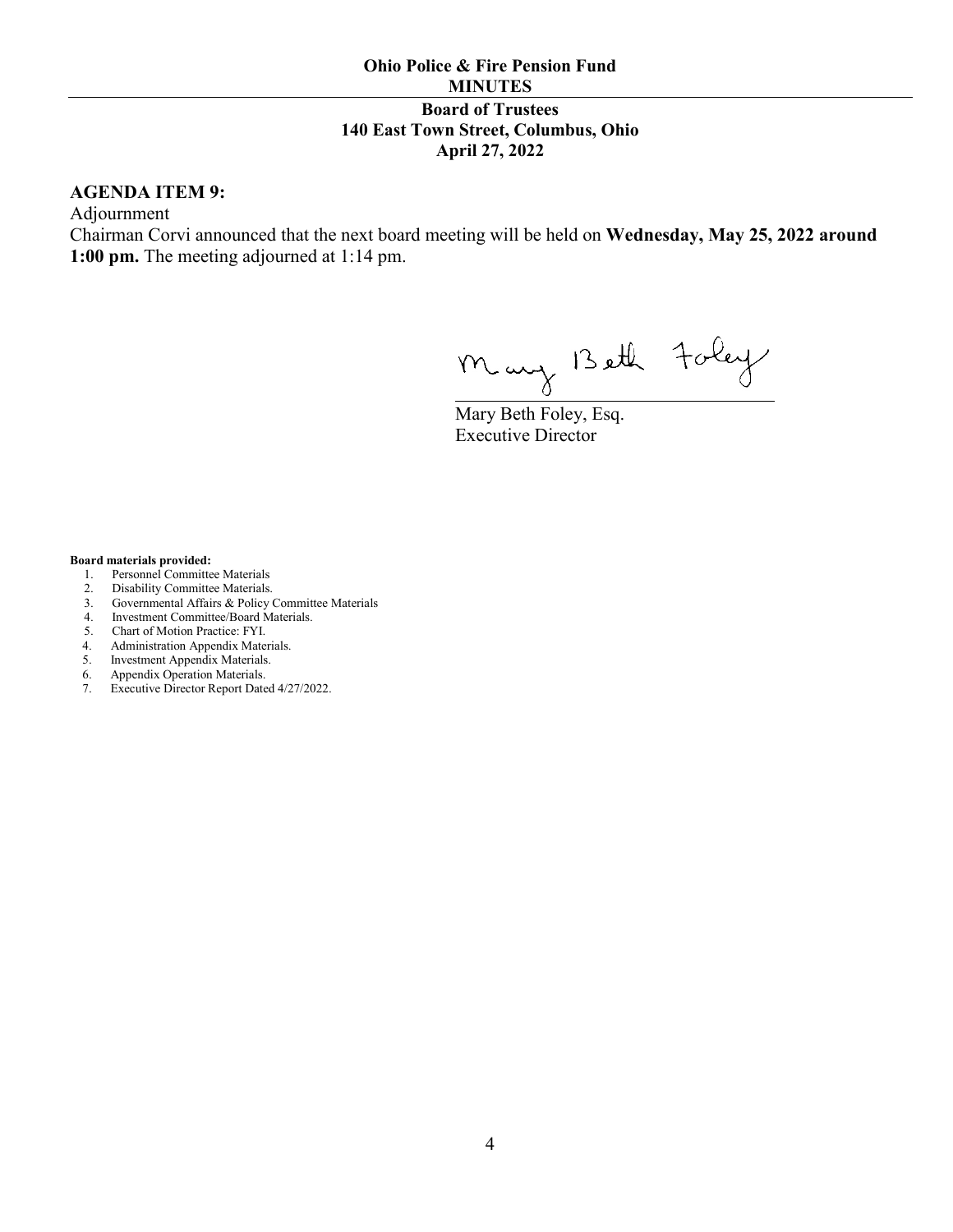**Ohio Police & Fire Pension Fund**
**MINUTES**

**Board of Trustees**
**140 East Town Street, Columbus, Ohio**
**April 27, 2022**

**AGENDA ITEM 9:**

Adjournment

Chairman Corvi announced that the next board meeting will be held on **Wednesday, May 25, 2022 around 1:00 pm.** The meeting adjourned at 1:14 pm.

Mary Beth Foley

Mary Beth Foley, Esq.
Executive Director

**Board materials provided:**

1. Personnel Committee Materials
2. Disability Committee Materials.
3. Governmental Affairs & Policy Committee Materials
4. Investment Committee/Board Materials.
5. Chart of Motion Practice: FYI.
4. Administration Appendix Materials.
5. Investment Appendix Materials.
6. Appendix Operation Materials.
7. Executive Director Report Dated 4/27/2022.